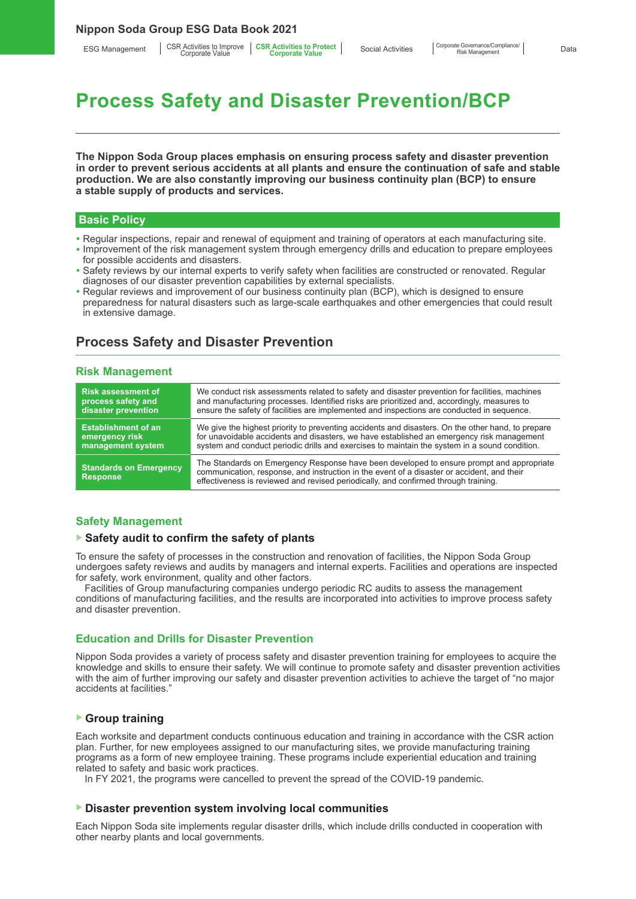# Process Safety and Disaster Prevention/BCP

**The Nippon Soda Group places emphasis on ensuring process safety and disaster prevention in order to prevent serious accidents at all plants and ensure the continuation of safe and stable production. We are also constantly improving our business continuity plan (BCP) to ensure a stable supply of products and services.**

## Basic Policy

- Regular inspections, repair and renewal of equipment and training of operators at each manufacturing site.
- Improvement of the risk management system through emergency drills and education to prepare employees for possible accidents and disasters.
- Safety reviews by our internal experts to verify safety when facilities are constructed or renovated. Regular diagnoses of our disaster prevention capabilities by external specialists.
- Regular reviews and improvement of our business continuity plan (BCP), which is designed to ensure preparedness for natural disasters such as large-scale earthquakes and other emergencies that could result in extensive damage.

## Process Safety and Disaster Prevention

### Risk Management

| | |
|---|---|
| **Risk assessment of process safety and disaster prevention** | We conduct risk assessments related to safety and disaster prevention for facilities, machines and manufacturing processes. Identified risks are prioritized and, accordingly, measures to ensure the safety of facilities are implemented and inspections are conducted in sequence. |
| **Establishment of an emergency risk management system** | We give the highest priority to preventing accidents and disasters. On the other hand, to prepare for unavoidable accidents and disasters, we have established an emergency risk management system and conduct periodic drills and exercises to maintain the system in a sound condition. |
| **Standards on Emergency Response** | The Standards on Emergency Response have been developed to ensure prompt and appropriate communication, response, and instruction in the event of a disaster or accident, and their effectiveness is reviewed and revised periodically, and confirmed through training. |

### Safety Management

#### Safety audit to confirm the safety of plants

To ensure the safety of processes in the construction and renovation of facilities, the Nippon Soda Group undergoes safety reviews and audits by managers and internal experts. Facilities and operations are inspected for safety, work environment, quality and other factors.

Facilities of Group manufacturing companies undergo periodic RC audits to assess the management conditions of manufacturing facilities, and the results are incorporated into activities to improve process safety and disaster prevention.

### Education and Drills for Disaster Prevention

Nippon Soda provides a variety of process safety and disaster prevention training for employees to acquire the knowledge and skills to ensure their safety. We will continue to promote safety and disaster prevention activities with the aim of further improving our safety and disaster prevention activities to achieve the target of "no major accidents at facilities."

#### Group training

Each worksite and department conducts continuous education and training in accordance with the CSR action plan. Further, for new employees assigned to our manufacturing sites, we provide manufacturing training programs as a form of new employee training. These programs include experiential education and training related to safety and basic work practices.

In FY 2021, the programs were cancelled to prevent the spread of the COVID-19 pandemic.

#### Disaster prevention system involving local communities

Each Nippon Soda site implements regular disaster drills, which include drills conducted in cooperation with other nearby plants and local governments.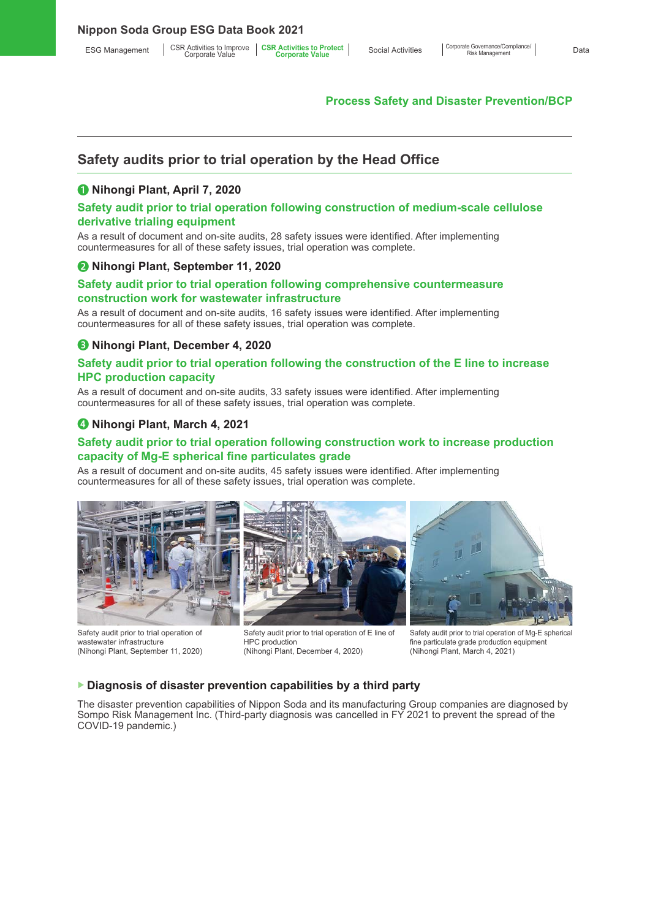## Process Safety and Disaster Prevention/BCP

## Safety audits prior to trial operation by the Head Office

### ❶ Nihongi Plant, April 7, 2020

**Safety audit prior to trial operation following construction of medium-scale cellulose derivative trialing equipment**

As a result of document and on-site audits, 28 safety issues were identified. After implementing countermeasures for all of these safety issues, trial operation was complete.

### ❷ Nihongi Plant, September 11, 2020

**Safety audit prior to trial operation following comprehensive countermeasure construction work for wastewater infrastructure**

As a result of document and on-site audits, 16 safety issues were identified. After implementing countermeasures for all of these safety issues, trial operation was complete.

### ❸ Nihongi Plant, December 4, 2020

**Safety audit prior to trial operation following the construction of the E line to increase HPC production capacity**

As a result of document and on-site audits, 33 safety issues were identified. After implementing countermeasures for all of these safety issues, trial operation was complete.

### ❹ Nihongi Plant, March 4, 2021

**Safety audit prior to trial operation following construction work to increase production capacity of Mg-E spherical fine particulates grade**

As a result of document and on-site audits, 45 safety issues were identified. After implementing countermeasures for all of these safety issues, trial operation was complete.

Safety audit prior to trial operation of wastewater infrastructure (Nihongi Plant, September 11, 2020)

Safety audit prior to trial operation of E line of HPC production (Nihongi Plant, December 4, 2020)

Safety audit prior to trial operation of Mg-E spherical fine particulate grade production equipment (Nihongi Plant, March 4, 2021)

### Diagnosis of disaster prevention capabilities by a third party

The disaster prevention capabilities of Nippon Soda and its manufacturing Group companies are diagnosed by Sompo Risk Management Inc. (Third-party diagnosis was cancelled in FY 2021 to prevent the spread of the COVID-19 pandemic.)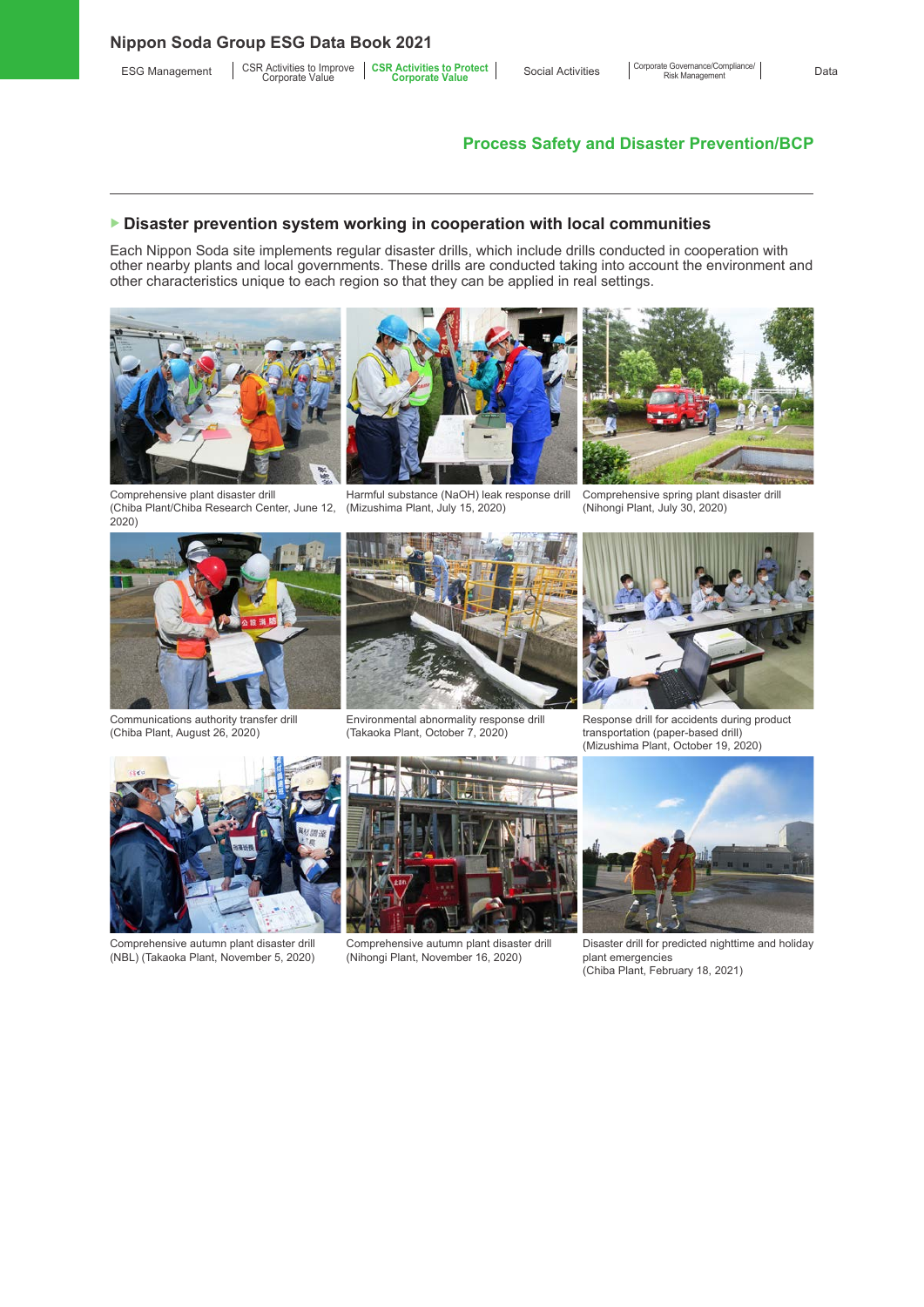## Process Safety and Disaster Prevention/BCP

### Disaster prevention system working in cooperation with local communities

Each Nippon Soda site implements regular disaster drills, which include drills conducted in cooperation with other nearby plants and local governments. These drills are conducted taking into account the environment and other characteristics unique to each region so that they can be applied in real settings.

Comprehensive plant disaster drill
(Chiba Plant/Chiba Research Center, June 12, 2020)

Harmful substance (NaOH) leak response drill
(Mizushima Plant, July 15, 2020)

Comprehensive spring plant disaster drill
(Nihongi Plant, July 30, 2020)

Communications authority transfer drill
(Chiba Plant, August 26, 2020)

Environmental abnormality response drill
(Takaoka Plant, October 7, 2020)

Response drill for accidents during product transportation (paper-based drill)
(Mizushima Plant, October 19, 2020)

Comprehensive autumn plant disaster drill (NBL) (Takaoka Plant, November 5, 2020)

Comprehensive autumn plant disaster drill
(Nihongi Plant, November 16, 2020)

Disaster drill for predicted nighttime and holiday plant emergencies
(Chiba Plant, February 18, 2021)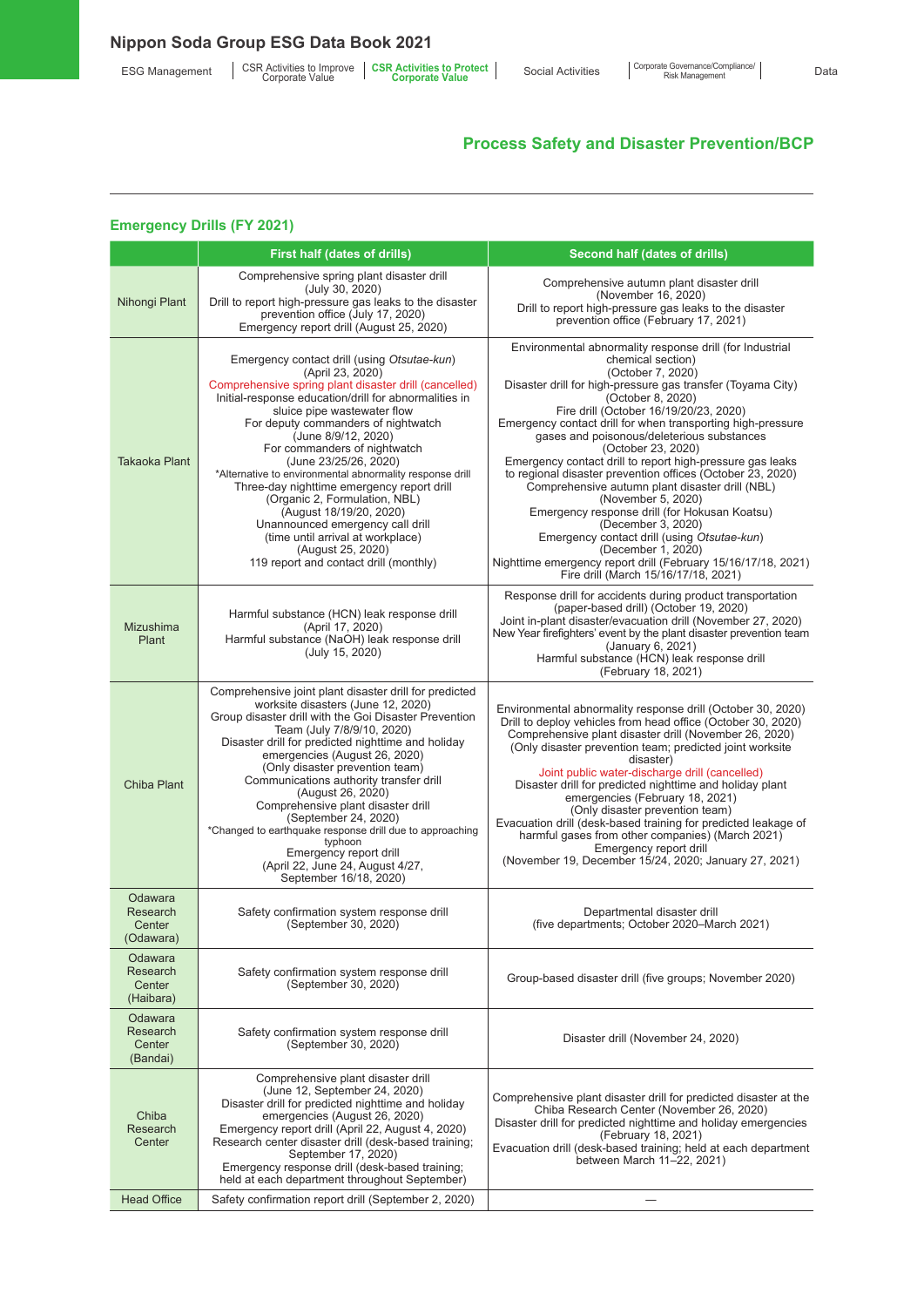# Nippon Soda Group ESG Data Book 2021

ESG Management | CSR Activities to Improve Corporate Value | **CSR Activities to Protect Corporate Value** | Social Activities | Corporate Governance/Compliance/Risk Management | Data

## Process Safety and Disaster Prevention/BCP

### Emergency Drills (FY 2021)

| | First half (dates of drills) | Second half (dates of drills) |
|---|---|---|
| Nihongi Plant | Comprehensive spring plant disaster drill (July 30, 2020)<br>Drill to report high-pressure gas leaks to the disaster prevention office (July 17, 2020)<br>Emergency report drill (August 25, 2020) | Comprehensive autumn plant disaster drill (November 16, 2020)<br>Drill to report high-pressure gas leaks to the disaster prevention office (February 17, 2021) |
| Takaoka Plant | Emergency contact drill (using *Otsutae-kun*) (April 23, 2020)<br>Comprehensive spring plant disaster drill (cancelled)<br>Initial-response education/drill for abnormalities in sluice pipe wastewater flow<br>For deputy commanders of nightwatch (June 8/9/12, 2020)<br>For commanders of nightwatch (June 23/25/26, 2020)<br>*Alternative to environmental abnormality response drill<br>Three-day nighttime emergency report drill (Organic 2, Formulation, NBL) (August 18/19/20, 2020)<br>Unannounced emergency call drill (time until arrival at workplace) (August 25, 2020)<br>119 report and contact drill (monthly) | Environmental abnormality response drill (for Industrial chemical section) (October 7, 2020)<br>Disaster drill for high-pressure gas transfer (Toyama City) (October 8, 2020)<br>Fire drill (October 16/19/20/23, 2020)<br>Emergency contact drill for when transporting high-pressure gases and poisonous/deleterious substances (October 23, 2020)<br>Emergency contact drill to report high-pressure gas leaks to regional disaster prevention offices (October 23, 2020)<br>Comprehensive autumn plant disaster drill (NBL) (November 5, 2020)<br>Emergency response drill (for Hokusan Koatsu) (December 3, 2020)<br>Emergency contact drill (using *Otsutae-kun*) (December 1, 2020)<br>Nighttime emergency report drill (February 15/16/17/18, 2021)<br>Fire drill (March 15/16/17/18, 2021) |
| Mizushima Plant | Harmful substance (HCN) leak response drill (April 17, 2020)<br>Harmful substance (NaOH) leak response drill (July 15, 2020) | Response drill for accidents during product transportation (paper-based drill) (October 19, 2020)<br>Joint in-plant disaster/evacuation drill (November 27, 2020)<br>New Year firefighters' event by the plant disaster prevention team (January 6, 2021)<br>Harmful substance (HCN) leak response drill (February 18, 2021) |
| Chiba Plant | Comprehensive joint plant disaster drill for predicted worksite disasters (June 12, 2020)<br>Group disaster drill with the Goi Disaster Prevention Team (July 7/8/9/10, 2020)<br>Disaster drill for predicted nighttime and holiday emergencies (August 26, 2020) (Only disaster prevention team)<br>Communications authority transfer drill (August 26, 2020)<br>Comprehensive plant disaster drill (September 24, 2020)<br>*Changed to earthquake response drill due to approaching typhoon<br>Emergency report drill (April 22, June 24, August 4/27, September 16/18, 2020) | Environmental abnormality response drill (October 30, 2020)<br>Drill to deploy vehicles from head office (October 30, 2020)<br>Comprehensive plant disaster drill (November 26, 2020) (Only disaster prevention team; predicted joint worksite disaster)<br>Joint public water-discharge drill (cancelled)<br>Disaster drill for predicted nighttime and holiday plant emergencies (February 18, 2021) (Only disaster prevention team)<br>Evacuation drill (desk-based training for predicted leakage of harmful gases from other companies) (March 2021)<br>Emergency report drill (November 19, December 15/24, 2020; January 27, 2021) |
| Odawara Research Center (Odawara) | Safety confirmation system response drill (September 30, 2020) | Departmental disaster drill (five departments; October 2020–March 2021) |
| Odawara Research Center (Haibara) | Safety confirmation system response drill (September 30, 2020) | Group-based disaster drill (five groups; November 2020) |
| Odawara Research Center (Bandai) | Safety confirmation system response drill (September 30, 2020) | Disaster drill (November 24, 2020) |
| Chiba Research Center | Comprehensive plant disaster drill (June 12, September 24, 2020)<br>Disaster drill for predicted nighttime and holiday emergencies (August 26, 2020)<br>Emergency report drill (April 22, August 4, 2020)<br>Research center disaster drill (desk-based training; September 17, 2020)<br>Emergency response drill (desk-based training; held at each department throughout September) | Comprehensive plant disaster drill for predicted disaster at the Chiba Research Center (November 26, 2020)<br>Disaster drill for predicted nighttime and holiday emergencies (February 18, 2021)<br>Evacuation drill (desk-based training; held at each department between March 11–22, 2021) |
| Head Office | Safety confirmation report drill (September 2, 2020) | — |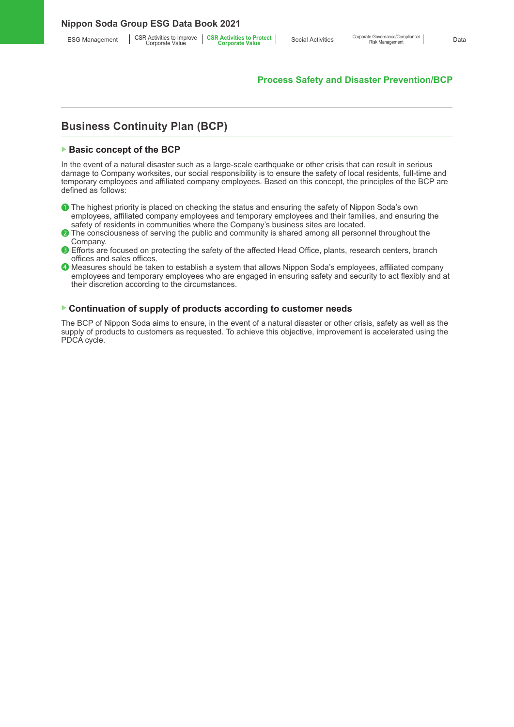## Process Safety and Disaster Prevention/BCP

## Business Continuity Plan (BCP)

### Basic concept of the BCP

In the event of a natural disaster such as a large-scale earthquake or other crisis that can result in serious damage to Company worksites, our social responsibility is to ensure the safety of local residents, full-time and temporary employees and affiliated company employees. Based on this concept, the principles of the BCP are defined as follows:

1. The highest priority is placed on checking the status and ensuring the safety of Nippon Soda's own employees, affiliated company employees and temporary employees and their families, and ensuring the safety of residents in communities where the Company's business sites are located.
2. The consciousness of serving the public and community is shared among all personnel throughout the Company.
3. Efforts are focused on protecting the safety of the affected Head Office, plants, research centers, branch offices and sales offices.
4. Measures should be taken to establish a system that allows Nippon Soda's employees, affiliated company employees and temporary employees who are engaged in ensuring safety and security to act flexibly and at their discretion according to the circumstances.

### Continuation of supply of products according to customer needs

The BCP of Nippon Soda aims to ensure, in the event of a natural disaster or other crisis, safety as well as the supply of products to customers as requested. To achieve this objective, improvement is accelerated using the PDCA cycle.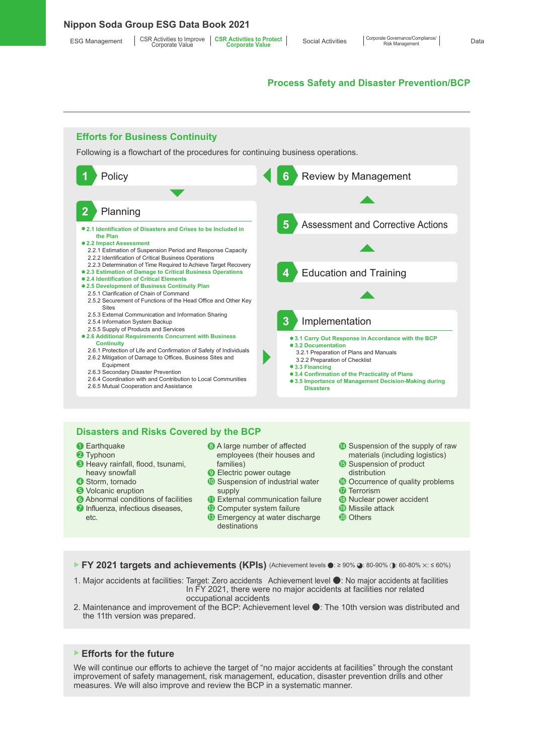## Process Safety and Disaster Prevention/BCP

### Efforts for Business Continuity

Following is a flowchart of the procedures for continuing business operations.

**1 Policy**

**2 Planning**

- **2.1 Identification of Disasters and Crises to be Included in the Plan**
- **2.2 Impact Assessment**
  - 2.2.1 Estimation of Suspension Period and Response Capacity
  - 2.2.2 Identification of Critical Business Operations
  - 2.2.3 Determination of Time Required to Achieve Target Recovery
- **2.3 Estimation of Damage to Critical Business Operations**
- **2.4 Identification of Critical Elements**
- **2.5 Development of Business Continuity Plan**
  - 2.5.1 Clarification of Chain of Command
  - 2.5.2 Securement of Functions of the Head Office and Other Key Sites
  - 2.5.3 External Communication and Information Sharing
  - 2.5.4 Information System Backup
  - 2.5.5 Supply of Products and Services
- **2.6 Additional Requirements Concurrent with Business Continuity**
  - 2.6.1 Protection of Life and Confirmation of Safety of Individuals
  - 2.6.2 Mitigation of Damage to Offices, Business Sites and Equipment
  - 2.6.3 Secondary Disaster Prevention
  - 2.6.4 Coordination with and Contribution to Local Communities
  - 2.6.5 Mutual Cooperation and Assistance

**3 Implementation**

- **3.1 Carry Out Response in Accordance with the BCP**
- **3.2 Documentation**
  - 3.2.1 Preparation of Plans and Manuals
  - 3.2.2 Preparation of Checklist
- **3.3 Financing**
- **3.4 Confirmation of the Practicality of Plans**
- **3.5 Importance of Management Decision-Making during Disasters**

**4 Education and Training**

**5 Assessment and Corrective Actions**

**6 Review by Management**

### Disasters and Risks Covered by the BCP

1. Earthquake
2. Typhoon
3. Heavy rainfall, flood, tsunami, heavy snowfall
4. Storm, tornado
5. Volcanic eruption
6. Abnormal conditions of facilities
7. Influenza, infectious diseases, etc.
8. A large number of affected employees (their houses and families)
9. Electric power outage
10. Suspension of industrial water supply
11. External communication failure
12. Computer system failure
13. Emergency at water discharge destinations
14. Suspension of the supply of raw materials (including logistics)
15. Suspension of product distribution
16. Occurrence of quality problems
17. Terrorism
18. Nuclear power accident
19. Missile attack
20. Others

### FY 2021 targets and achievements (KPIs)

(Achievement levels ●: ≥ 90% ◕: 80-90% ◑: 60-80% ×: ≤ 60%)

1. Major accidents at facilities: Target: Zero accidents Achievement level ●: No major accidents at facilities
   In FY 2021, there were no major accidents at facilities nor related occupational accidents
2. Maintenance and improvement of the BCP: Achievement level ●: The 10th version was distributed and the 11th version was prepared.

### Efforts for the future

We will continue our efforts to achieve the target of "no major accidents at facilities" through the constant improvement of safety management, risk management, education, disaster prevention drills and other measures. We will also improve and review the BCP in a systematic manner.